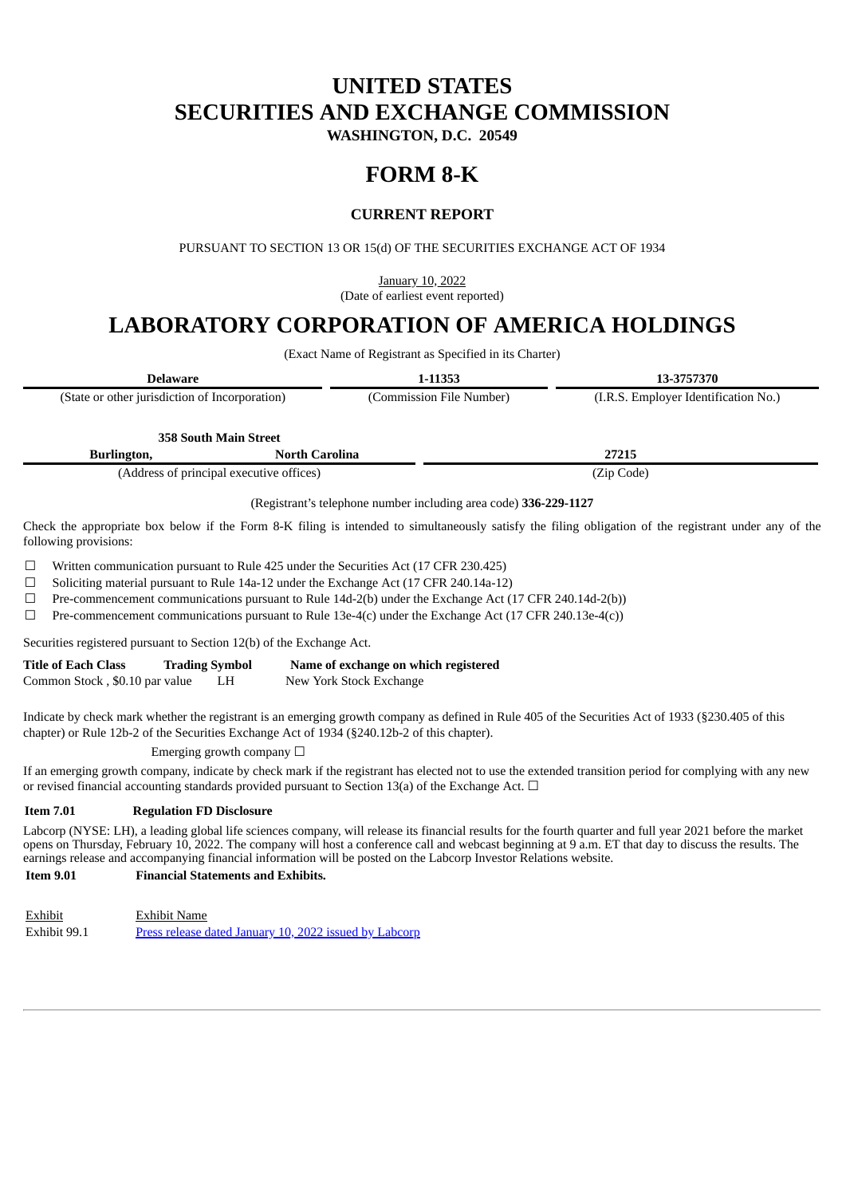# UNITED STATES
# SECURITIES AND EXCHANGE COMMISSION

**WASHINGTON, D.C. 20549**

# FORM 8-K

## CURRENT REPORT

PURSUANT TO SECTION 13 OR 15(d) OF THE SECURITIES EXCHANGE ACT OF 1934

January 10, 2022
(Date of earliest event reported)

# LABORATORY CORPORATION OF AMERICA HOLDINGS

(Exact Name of Registrant as Specified in its Charter)

| **Delaware** | **1-11353** | **13-3757370** |
|---|---|---|
| (State or other jurisdiction of Incorporation) | (Commission File Number) | (I.R.S. Employer Identification No.) |

| **358 South Main Street Burlington, North Carolina** | **27215** |
|---|---|
| (Address of principal executive offices) | (Zip Code) |

(Registrant's telephone number including area code) **336-229-1127**

Check the appropriate box below if the Form 8-K filing is intended to simultaneously satisfy the filing obligation of the registrant under any of the following provisions:

☐ Written communication pursuant to Rule 425 under the Securities Act (17 CFR 230.425)

☐ Soliciting material pursuant to Rule 14a-12 under the Exchange Act (17 CFR 240.14a-12)

☐ Pre-commencement communications pursuant to Rule 14d-2(b) under the Exchange Act (17 CFR 240.14d-2(b))

☐ Pre-commencement communications pursuant to Rule 13e-4(c) under the Exchange Act (17 CFR 240.13e-4(c))

Securities registered pursuant to Section 12(b) of the Exchange Act.

| **Title of Each Class** | **Trading Symbol** | **Name of exchange on which registered** |
|---|---|---|
| Common Stock , $0.10 par value | LH | New York Stock Exchange |

Indicate by check mark whether the registrant is an emerging growth company as defined in Rule 405 of the Securities Act of 1933 (§230.405 of this chapter) or Rule 12b-2 of the Securities Exchange Act of 1934 (§240.12b-2 of this chapter).

Emerging growth company ☐

If an emerging growth company, indicate by check mark if the registrant has elected not to use the extended transition period for complying with any new or revised financial accounting standards provided pursuant to Section 13(a) of the Exchange Act. ☐

**Item 7.01 Regulation FD Disclosure**

Labcorp (NYSE: LH), a leading global life sciences company, will release its financial results for the fourth quarter and full year 2021 before the market opens on Thursday, February 10, 2022. The company will host a conference call and webcast beginning at 9 a.m. ET that day to discuss the results. The earnings release and accompanying financial information will be posted on the Labcorp Investor Relations website.

**Item 9.01 Financial Statements and Exhibits.**

| Exhibit | Exhibit Name |
|---|---|
| Exhibit 99.1 | Press release dated January 10, 2022 issued by Labcorp |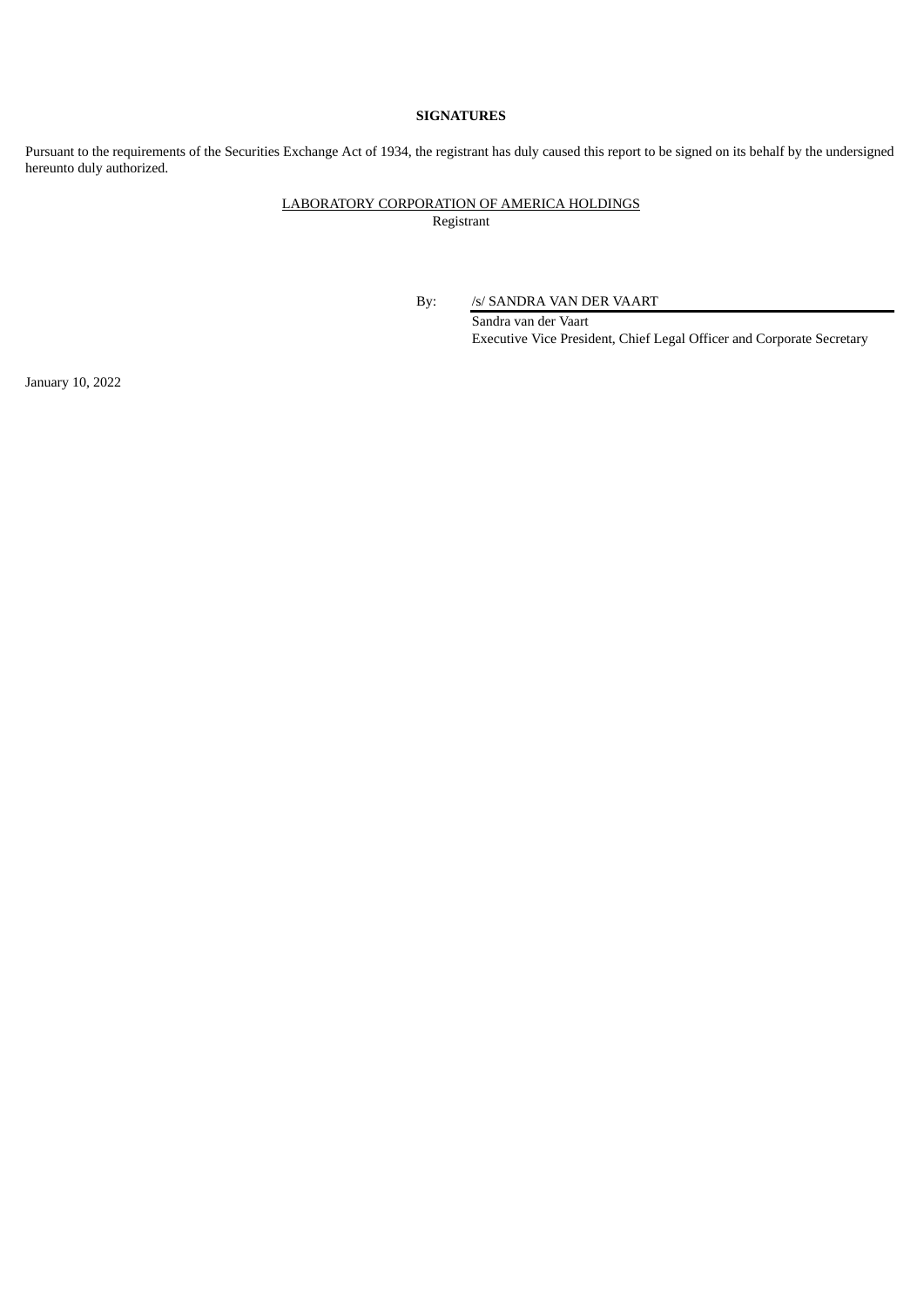**SIGNATURES**

Pursuant to the requirements of the Securities Exchange Act of 1934, the registrant has duly caused this report to be signed on its behalf by the undersigned hereunto duly authorized.

LABORATORY CORPORATION OF AMERICA HOLDINGS
Registrant

By: /s/ SANDRA VAN DER VAART
Sandra van der Vaart
Executive Vice President, Chief Legal Officer and Corporate Secretary

January 10, 2022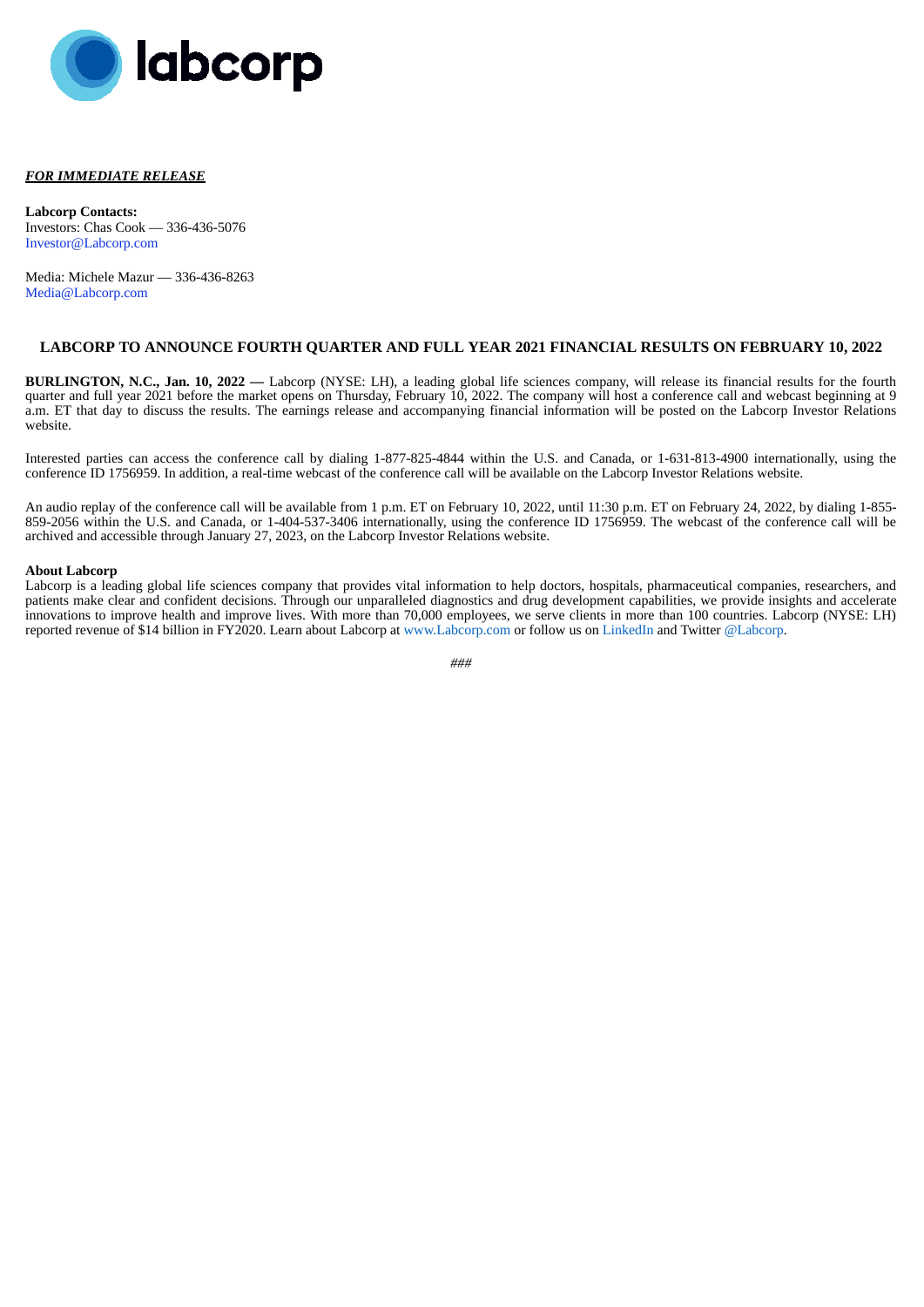***FOR IMMEDIATE RELEASE***

**Labcorp Contacts:**
Investors: Chas Cook — 336-436-5076
Investor@Labcorp.com

Media: Michele Mazur — 336-436-8263
Media@Labcorp.com

## LABCORP TO ANNOUNCE FOURTH QUARTER AND FULL YEAR 2021 FINANCIAL RESULTS ON FEBRUARY 10, 2022

**BURLINGTON, N.C., Jan. 10, 2022 —** Labcorp (NYSE: LH), a leading global life sciences company, will release its financial results for the fourth quarter and full year 2021 before the market opens on Thursday, February 10, 2022. The company will host a conference call and webcast beginning at 9 a.m. ET that day to discuss the results. The earnings release and accompanying financial information will be posted on the Labcorp Investor Relations website.

Interested parties can access the conference call by dialing 1-877-825-4844 within the U.S. and Canada, or 1-631-813-4900 internationally, using the conference ID 1756959. In addition, a real-time webcast of the conference call will be available on the Labcorp Investor Relations website.

An audio replay of the conference call will be available from 1 p.m. ET on February 10, 2022, until 11:30 p.m. ET on February 24, 2022, by dialing 1-855-859-2056 within the U.S. and Canada, or 1-404-537-3406 internationally, using the conference ID 1756959. The webcast of the conference call will be archived and accessible through January 27, 2023, on the Labcorp Investor Relations website.

**About Labcorp**
Labcorp is a leading global life sciences company that provides vital information to help doctors, hospitals, pharmaceutical companies, researchers, and patients make clear and confident decisions. Through our unparalleled diagnostics and drug development capabilities, we provide insights and accelerate innovations to improve health and improve lives. With more than 70,000 employees, we serve clients in more than 100 countries. Labcorp (NYSE: LH) reported revenue of $14 billion in FY2020. Learn about Labcorp at www.Labcorp.com or follow us on LinkedIn and Twitter @Labcorp.

###